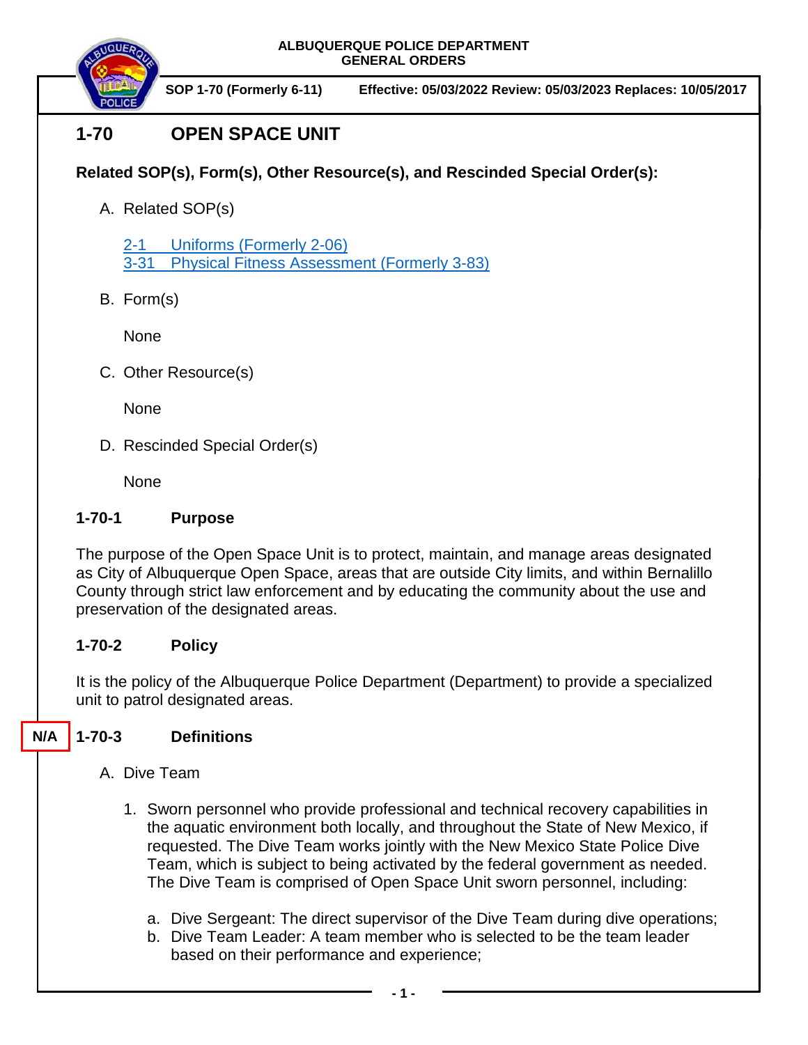ALBUQUERQUE POLICE DEPARTMENT
GENERAL ORDERS

SOP 1-70 (Formerly 6-11) Effective: 05/03/2022 Review: 05/03/2023 Replaces: 10/05/2017

# 1-70 OPEN SPACE UNIT

**Related SOP(s), Form(s), Other Resource(s), and Rescinded Special Order(s):**

A. Related SOP(s)

[2-1 Uniforms (Formerly 2-06)]
[3-31 Physical Fitness Assessment (Formerly 3-83)]

B. Form(s)

None

C. Other Resource(s)

None

D. Rescinded Special Order(s)

None

## 1-70-1 Purpose

The purpose of the Open Space Unit is to protect, maintain, and manage areas designated as City of Albuquerque Open Space, areas that are outside City limits, and within Bernalillo County through strict law enforcement and by educating the community about the use and preservation of the designated areas.

## 1-70-2 Policy

It is the policy of the Albuquerque Police Department (Department) to provide a specialized unit to patrol designated areas.

## N/A 1-70-3 Definitions

A. Dive Team

1. Sworn personnel who provide professional and technical recovery capabilities in the aquatic environment both locally, and throughout the State of New Mexico, if requested. The Dive Team works jointly with the New Mexico State Police Dive Team, which is subject to being activated by the federal government as needed. The Dive Team is comprised of Open Space Unit sworn personnel, including:

   a. Dive Sergeant: The direct supervisor of the Dive Team during dive operations;
   b. Dive Team Leader: A team member who is selected to be the team leader based on their performance and experience;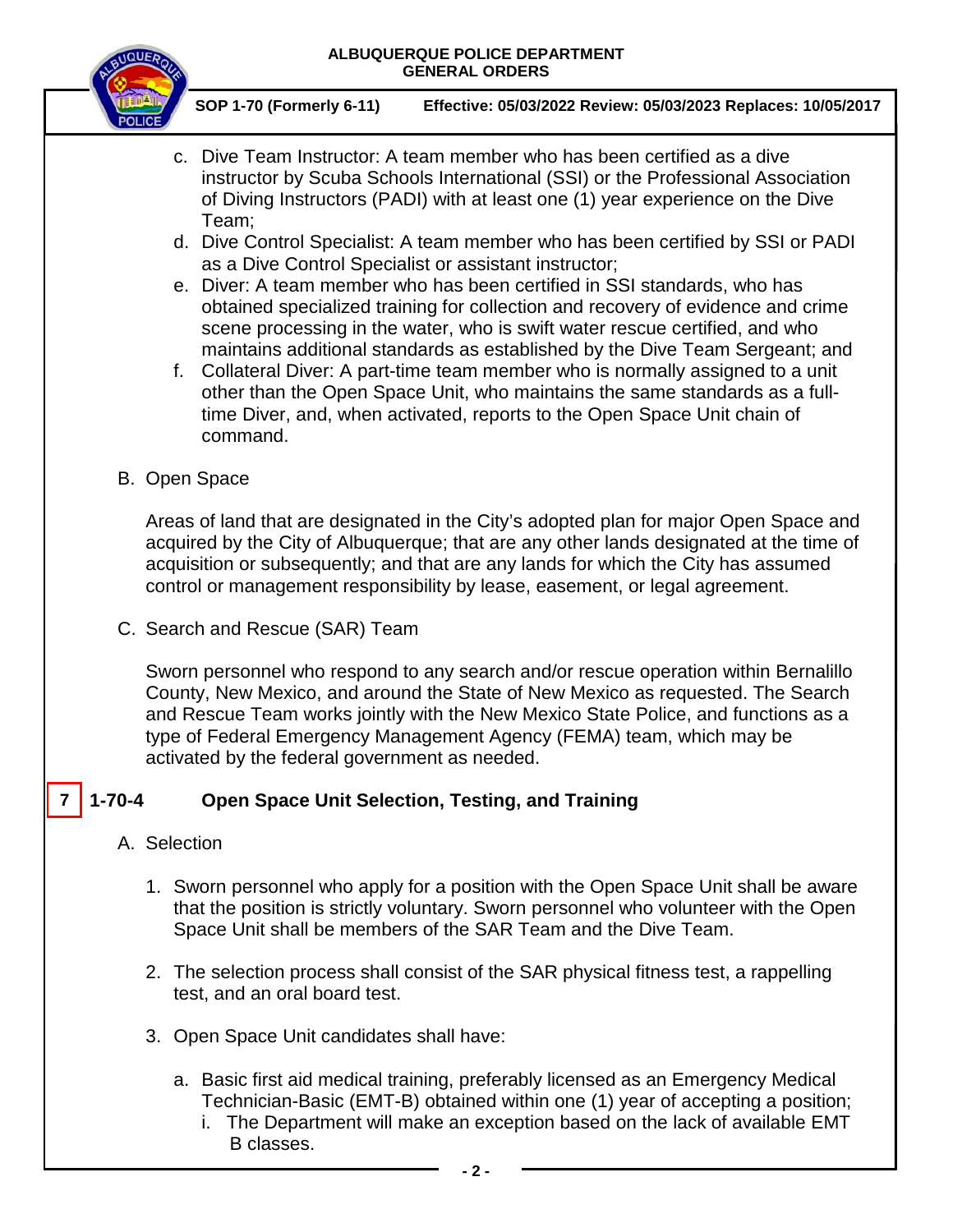c. Dive Team Instructor: A team member who has been certified as a dive instructor by Scuba Schools International (SSI) or the Professional Association of Diving Instructors (PADI) with at least one (1) year experience on the Dive Team;

d. Dive Control Specialist: A team member who has been certified by SSI or PADI as a Dive Control Specialist or assistant instructor;

e. Diver: A team member who has been certified in SSI standards, who has obtained specialized training for collection and recovery of evidence and crime scene processing in the water, who is swift water rescue certified, and who maintains additional standards as established by the Dive Team Sergeant; and

f. Collateral Diver: A part-time team member who is normally assigned to a unit other than the Open Space Unit, who maintains the same standards as a full-time Diver, and, when activated, reports to the Open Space Unit chain of command.

B. Open Space

Areas of land that are designated in the City's adopted plan for major Open Space and acquired by the City of Albuquerque; that are any other lands designated at the time of acquisition or subsequently; and that are any lands for which the City has assumed control or management responsibility by lease, easement, or legal agreement.

C. Search and Rescue (SAR) Team

Sworn personnel who respond to any search and/or rescue operation within Bernalillo County, New Mexico, and around the State of New Mexico as requested. The Search and Rescue Team works jointly with the New Mexico State Police, and functions as a type of Federal Emergency Management Agency (FEMA) team, which may be activated by the federal government as needed.

## 7 1-70-4 Open Space Unit Selection, Testing, and Training

A. Selection

1. Sworn personnel who apply for a position with the Open Space Unit shall be aware that the position is strictly voluntary. Sworn personnel who volunteer with the Open Space Unit shall be members of the SAR Team and the Dive Team.

2. The selection process shall consist of the SAR physical fitness test, a rappelling test, and an oral board test.

3. Open Space Unit candidates shall have:

   a. Basic first aid medical training, preferably licensed as an Emergency Medical Technician-Basic (EMT-B) obtained within one (1) year of accepting a position;
      i. The Department will make an exception based on the lack of available EMT B classes.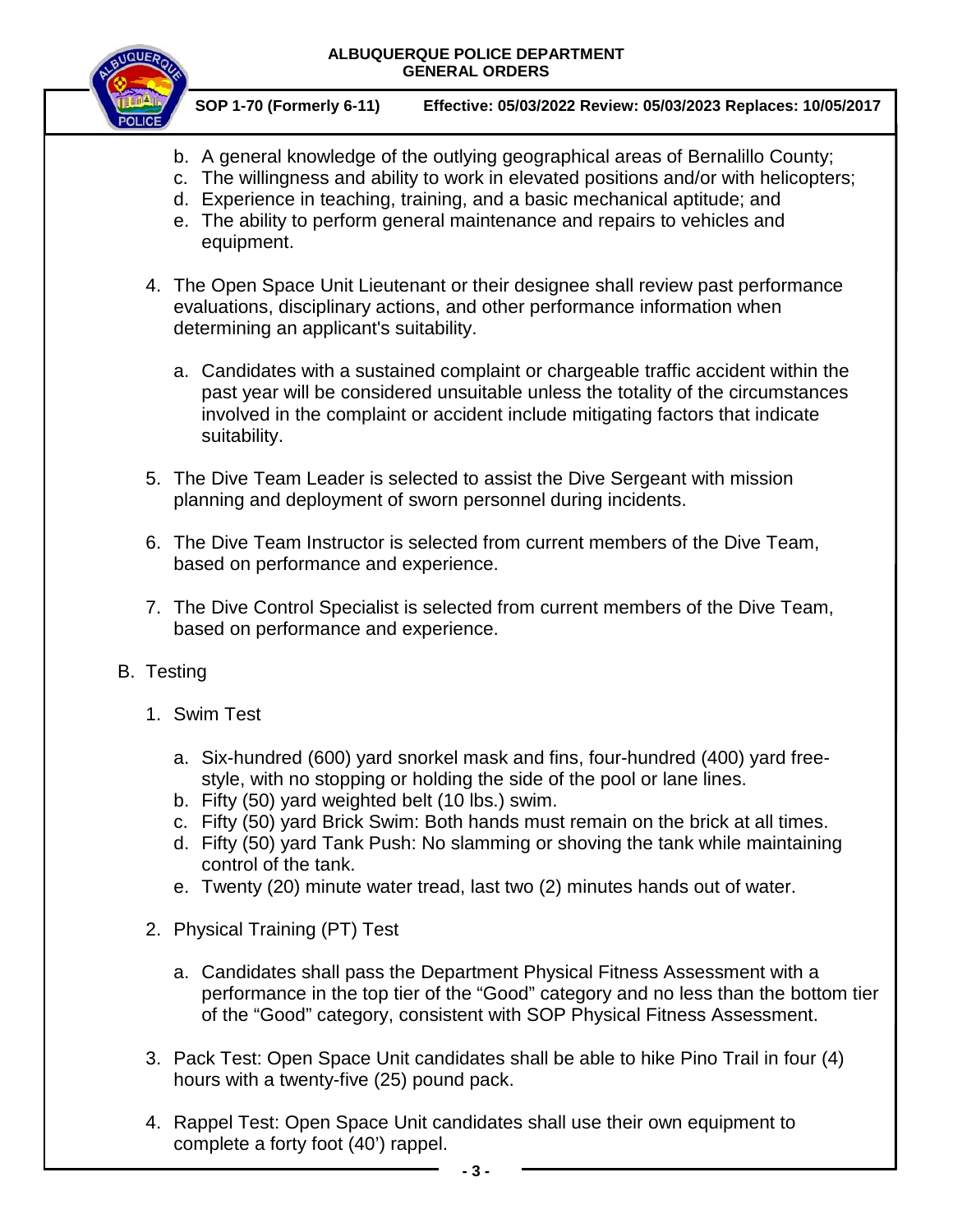b. A general knowledge of the outlying geographical areas of Bernalillo County;
c. The willingness and ability to work in elevated positions and/or with helicopters;
d. Experience in teaching, training, and a basic mechanical aptitude; and
e. The ability to perform general maintenance and repairs to vehicles and equipment.

4. The Open Space Unit Lieutenant or their designee shall review past performance evaluations, disciplinary actions, and other performance information when determining an applicant's suitability.

   a. Candidates with a sustained complaint or chargeable traffic accident within the past year will be considered unsuitable unless the totality of the circumstances involved in the complaint or accident include mitigating factors that indicate suitability.

5. The Dive Team Leader is selected to assist the Dive Sergeant with mission planning and deployment of sworn personnel during incidents.

6. The Dive Team Instructor is selected from current members of the Dive Team, based on performance and experience.

7. The Dive Control Specialist is selected from current members of the Dive Team, based on performance and experience.

B. Testing

1. Swim Test

   a. Six-hundred (600) yard snorkel mask and fins, four-hundred (400) yard free-style, with no stopping or holding the side of the pool or lane lines.
   b. Fifty (50) yard weighted belt (10 lbs.) swim.
   c. Fifty (50) yard Brick Swim: Both hands must remain on the brick at all times.
   d. Fifty (50) yard Tank Push: No slamming or shoving the tank while maintaining control of the tank.
   e. Twenty (20) minute water tread, last two (2) minutes hands out of water.

2. Physical Training (PT) Test

   a. Candidates shall pass the Department Physical Fitness Assessment with a performance in the top tier of the "Good" category and no less than the bottom tier of the "Good" category, consistent with SOP Physical Fitness Assessment.

3. Pack Test: Open Space Unit candidates shall be able to hike Pino Trail in four (4) hours with a twenty-five (25) pound pack.

4. Rappel Test: Open Space Unit candidates shall use their own equipment to complete a forty foot (40') rappel.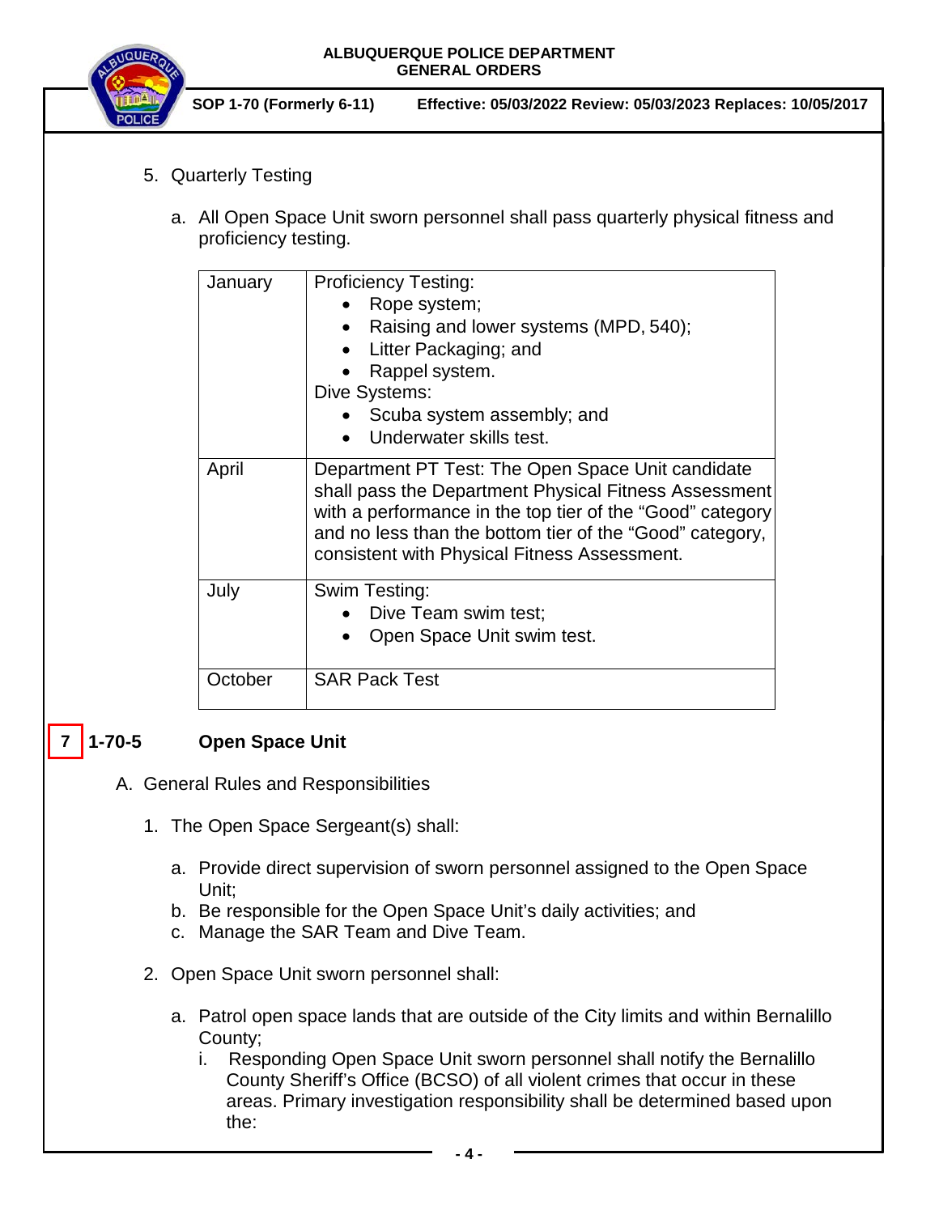5. Quarterly Testing

   a. All Open Space Unit sworn personnel shall pass quarterly physical fitness and proficiency testing.

| | |
|---|---|
| January | Proficiency Testing:<br>• Rope system;<br>• Raising and lower systems (MPD, 540);<br>• Litter Packaging; and<br>• Rappel system.<br>Dive Systems:<br>• Scuba system assembly; and<br>• Underwater skills test. |
| April | Department PT Test: The Open Space Unit candidate shall pass the Department Physical Fitness Assessment with a performance in the top tier of the "Good" category and no less than the bottom tier of the "Good" category, consistent with Physical Fitness Assessment. |
| July | Swim Testing:<br>• Dive Team swim test;<br>• Open Space Unit swim test. |
| October | SAR Pack Test |

## 7 1-70-5 Open Space Unit

A. General Rules and Responsibilities

1. The Open Space Sergeant(s) shall:

   a. Provide direct supervision of sworn personnel assigned to the Open Space Unit;
   b. Be responsible for the Open Space Unit's daily activities; and
   c. Manage the SAR Team and Dive Team.

2. Open Space Unit sworn personnel shall:

   a. Patrol open space lands that are outside of the City limits and within Bernalillo County;
      i. Responding Open Space Unit sworn personnel shall notify the Bernalillo County Sheriff's Office (BCSO) of all violent crimes that occur in these areas. Primary investigation responsibility shall be determined based upon the: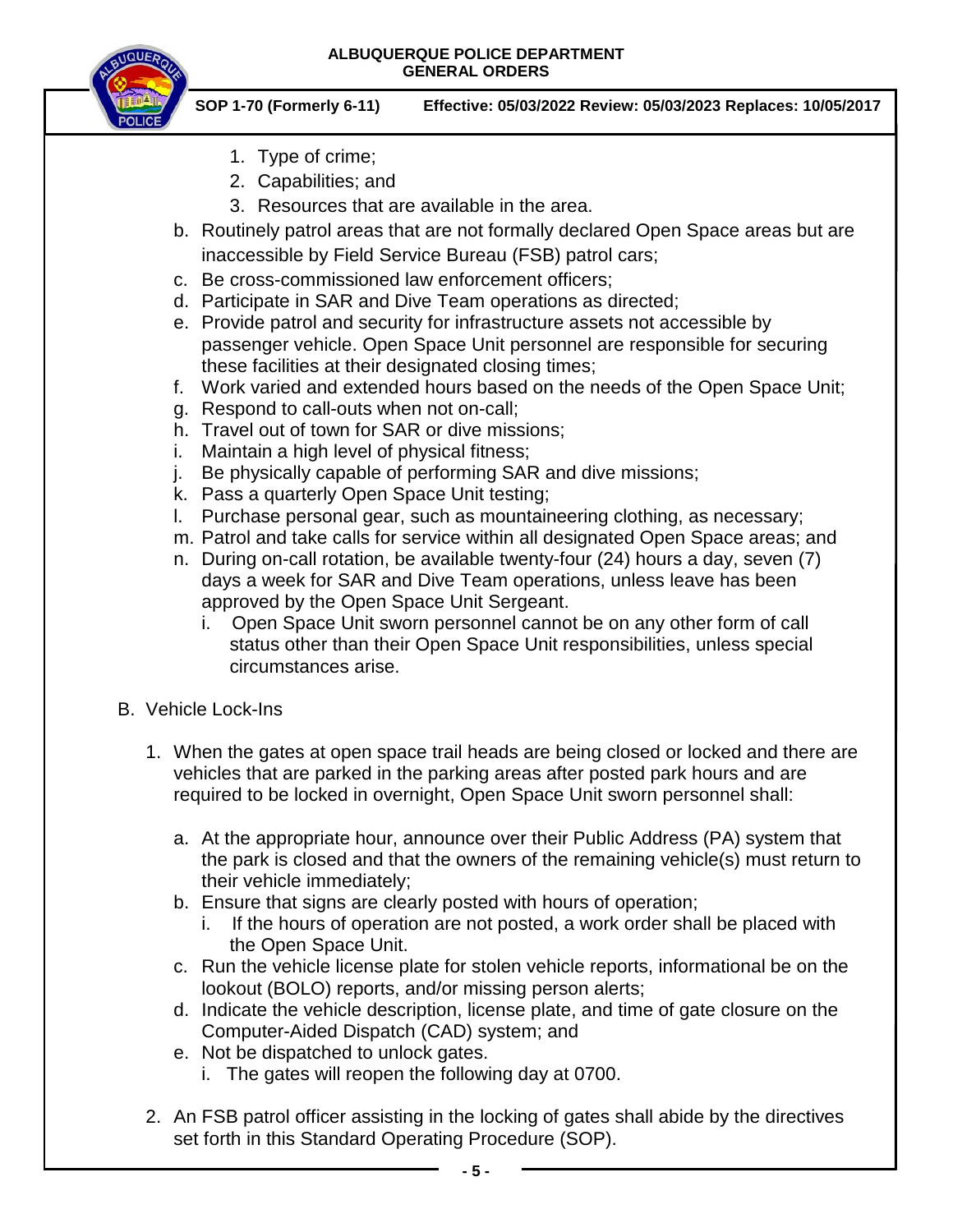1. Type of crime;
2. Capabilities; and
3. Resources that are available in the area.

b. Routinely patrol areas that are not formally declared Open Space areas but are inaccessible by Field Service Bureau (FSB) patrol cars;
c. Be cross-commissioned law enforcement officers;
d. Participate in SAR and Dive Team operations as directed;
e. Provide patrol and security for infrastructure assets not accessible by passenger vehicle. Open Space Unit personnel are responsible for securing these facilities at their designated closing times;
f. Work varied and extended hours based on the needs of the Open Space Unit;
g. Respond to call-outs when not on-call;
h. Travel out of town for SAR or dive missions;
i. Maintain a high level of physical fitness;
j. Be physically capable of performing SAR and dive missions;
k. Pass a quarterly Open Space Unit testing;
l. Purchase personal gear, such as mountaineering clothing, as necessary;
m. Patrol and take calls for service within all designated Open Space areas; and
n. During on-call rotation, be available twenty-four (24) hours a day, seven (7) days a week for SAR and Dive Team operations, unless leave has been approved by the Open Space Unit Sergeant.
   i. Open Space Unit sworn personnel cannot be on any other form of call status other than their Open Space Unit responsibilities, unless special circumstances arise.

B. Vehicle Lock-Ins

1. When the gates at open space trail heads are being closed or locked and there are vehicles that are parked in the parking areas after posted park hours and are required to be locked in overnight, Open Space Unit sworn personnel shall:

   a. At the appropriate hour, announce over their Public Address (PA) system that the park is closed and that the owners of the remaining vehicle(s) must return to their vehicle immediately;
   b. Ensure that signs are clearly posted with hours of operation;
      i. If the hours of operation are not posted, a work order shall be placed with the Open Space Unit.
   c. Run the vehicle license plate for stolen vehicle reports, informational be on the lookout (BOLO) reports, and/or missing person alerts;
   d. Indicate the vehicle description, license plate, and time of gate closure on the Computer-Aided Dispatch (CAD) system; and
   e. Not be dispatched to unlock gates.
      i. The gates will reopen the following day at 0700.

2. An FSB patrol officer assisting in the locking of gates shall abide by the directives set forth in this Standard Operating Procedure (SOP).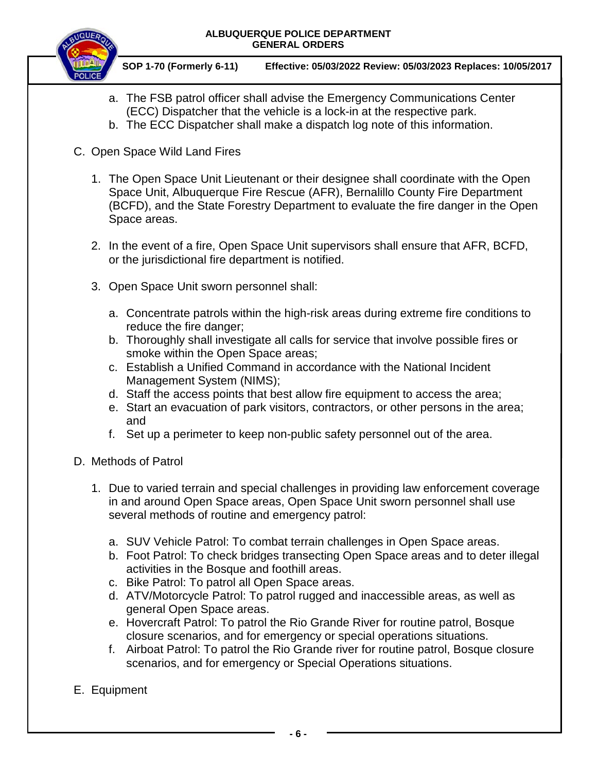a. The FSB patrol officer shall advise the Emergency Communications Center (ECC) Dispatcher that the vehicle is a lock-in at the respective park.
b. The ECC Dispatcher shall make a dispatch log note of this information.

C. Open Space Wild Land Fires

1. The Open Space Unit Lieutenant or their designee shall coordinate with the Open Space Unit, Albuquerque Fire Rescue (AFR), Bernalillo County Fire Department (BCFD), and the State Forestry Department to evaluate the fire danger in the Open Space areas.

2. In the event of a fire, Open Space Unit supervisors shall ensure that AFR, BCFD, or the jurisdictional fire department is notified.

3. Open Space Unit sworn personnel shall:

   a. Concentrate patrols within the high-risk areas during extreme fire conditions to reduce the fire danger;
   b. Thoroughly shall investigate all calls for service that involve possible fires or smoke within the Open Space areas;
   c. Establish a Unified Command in accordance with the National Incident Management System (NIMS);
   d. Staff the access points that best allow fire equipment to access the area;
   e. Start an evacuation of park visitors, contractors, or other persons in the area; and
   f. Set up a perimeter to keep non-public safety personnel out of the area.

D. Methods of Patrol

1. Due to varied terrain and special challenges in providing law enforcement coverage in and around Open Space areas, Open Space Unit sworn personnel shall use several methods of routine and emergency patrol:

   a. SUV Vehicle Patrol: To combat terrain challenges in Open Space areas.
   b. Foot Patrol: To check bridges transecting Open Space areas and to deter illegal activities in the Bosque and foothill areas.
   c. Bike Patrol: To patrol all Open Space areas.
   d. ATV/Motorcycle Patrol: To patrol rugged and inaccessible areas, as well as general Open Space areas.
   e. Hovercraft Patrol: To patrol the Rio Grande River for routine patrol, Bosque closure scenarios, and for emergency or special operations situations.
   f. Airboat Patrol: To patrol the Rio Grande river for routine patrol, Bosque closure scenarios, and for emergency or Special Operations situations.

E. Equipment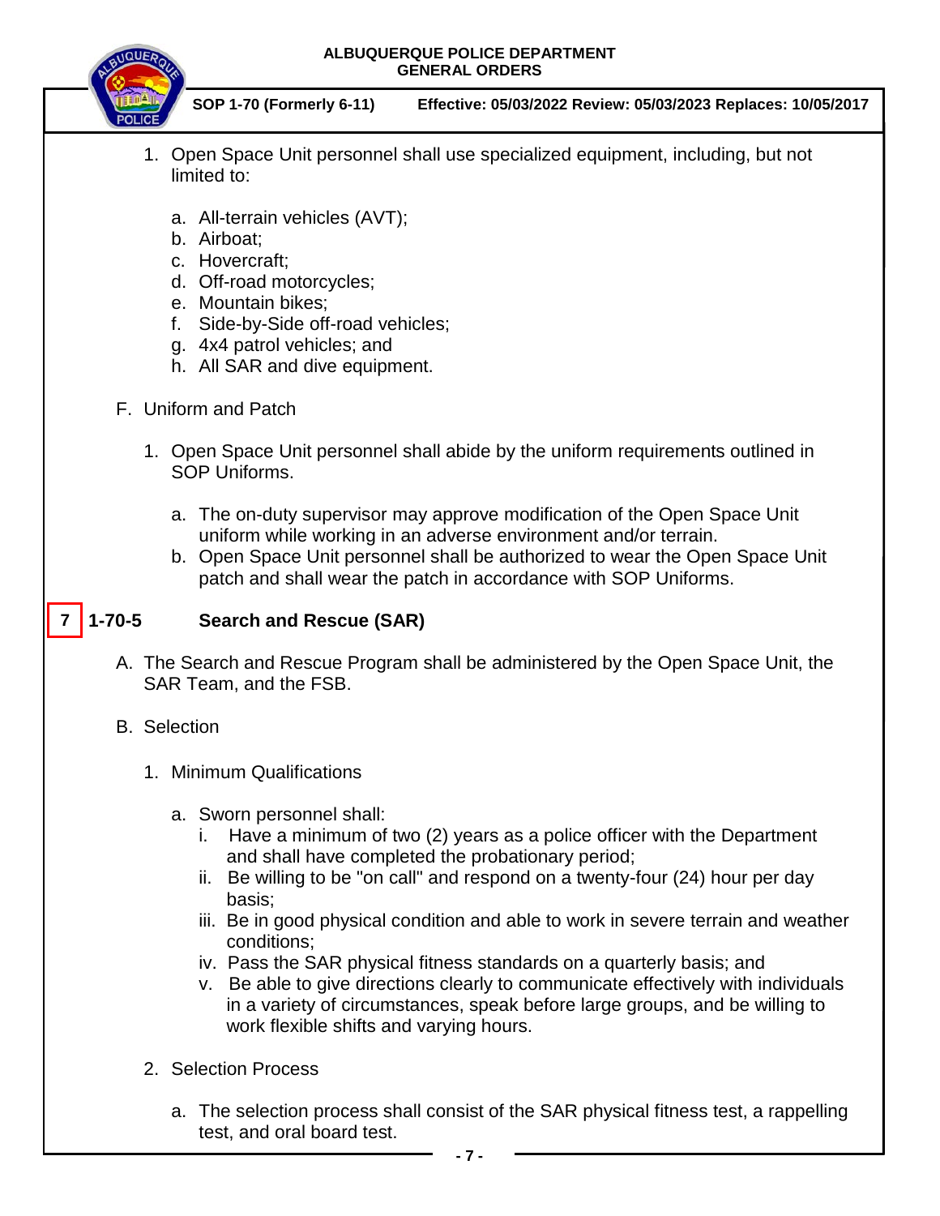1. Open Space Unit personnel shall use specialized equipment, including, but not limited to:

    a. All-terrain vehicles (AVT);
    b. Airboat;
    c. Hovercraft;
    d. Off-road motorcycles;
    e. Mountain bikes;
    f. Side-by-Side off-road vehicles;
    g. 4x4 patrol vehicles; and
    h. All SAR and dive equipment.

F. Uniform and Patch

1. Open Space Unit personnel shall abide by the uniform requirements outlined in SOP Uniforms.

    a. The on-duty supervisor may approve modification of the Open Space Unit uniform while working in an adverse environment and/or terrain.
    b. Open Space Unit personnel shall be authorized to wear the Open Space Unit patch and shall wear the patch in accordance with SOP Uniforms.

## 7 1-70-5 Search and Rescue (SAR)

A. The Search and Rescue Program shall be administered by the Open Space Unit, the SAR Team, and the FSB.

B. Selection

1. Minimum Qualifications

    a. Sworn personnel shall:
        i. Have a minimum of two (2) years as a police officer with the Department and shall have completed the probationary period;
        ii. Be willing to be "on call" and respond on a twenty-four (24) hour per day basis;
        iii. Be in good physical condition and able to work in severe terrain and weather conditions;
        iv. Pass the SAR physical fitness standards on a quarterly basis; and
        v. Be able to give directions clearly to communicate effectively with individuals in a variety of circumstances, speak before large groups, and be willing to work flexible shifts and varying hours.

2. Selection Process

    a. The selection process shall consist of the SAR physical fitness test, a rappelling test, and oral board test.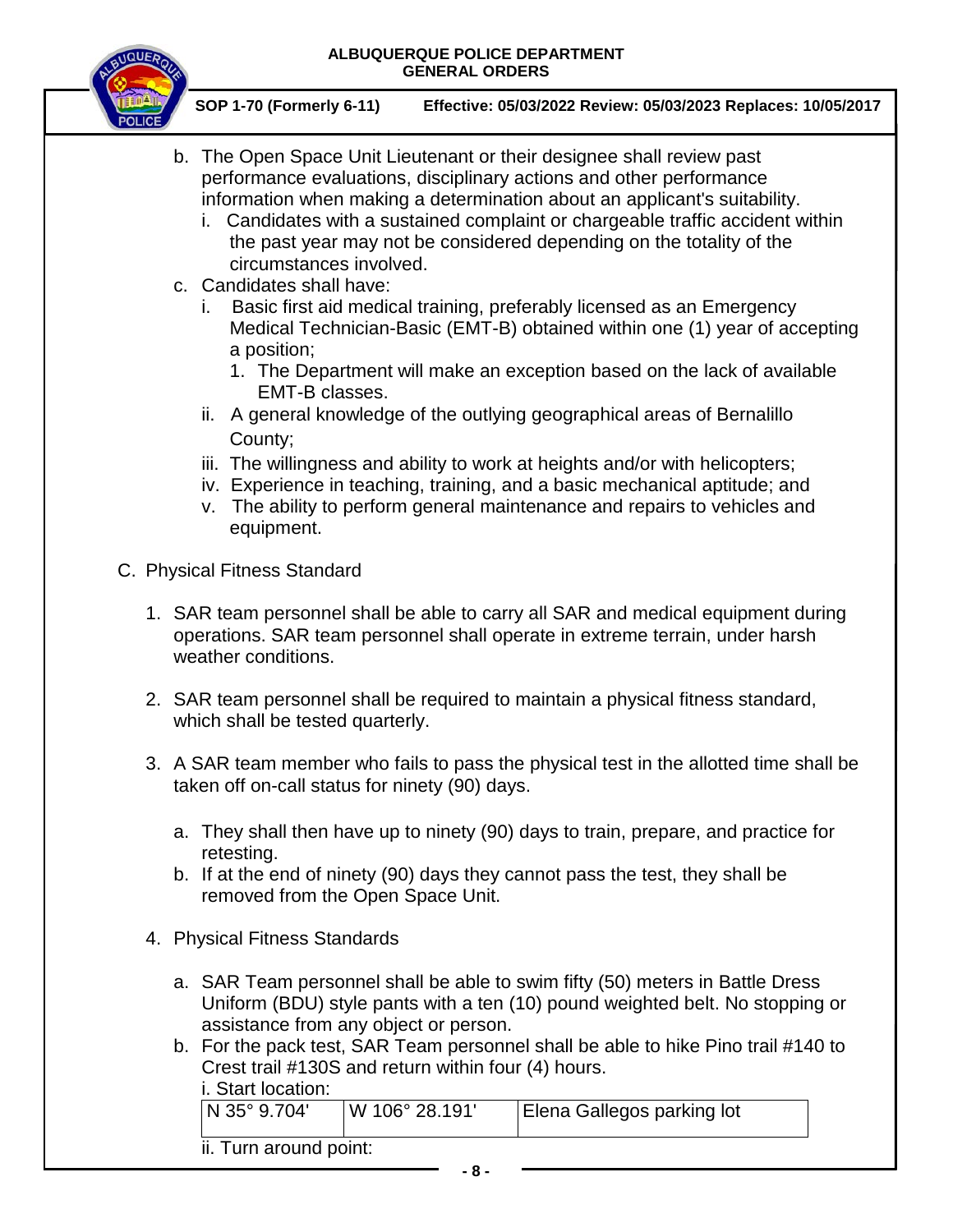b. The Open Space Unit Lieutenant or their designee shall review past performance evaluations, disciplinary actions and other performance information when making a determination about an applicant's suitability.
   i. Candidates with a sustained complaint or chargeable traffic accident within the past year may not be considered depending on the totality of the circumstances involved.

c. Candidates shall have:
   i. Basic first aid medical training, preferably licensed as an Emergency Medical Technician-Basic (EMT-B) obtained within one (1) year of accepting a position;
      1. The Department will make an exception based on the lack of available EMT-B classes.
   ii. A general knowledge of the outlying geographical areas of Bernalillo County;
   iii. The willingness and ability to work at heights and/or with helicopters;
   iv. Experience in teaching, training, and a basic mechanical aptitude; and
   v. The ability to perform general maintenance and repairs to vehicles and equipment.

C. Physical Fitness Standard

1. SAR team personnel shall be able to carry all SAR and medical equipment during operations. SAR team personnel shall operate in extreme terrain, under harsh weather conditions.

2. SAR team personnel shall be required to maintain a physical fitness standard, which shall be tested quarterly.

3. A SAR team member who fails to pass the physical test in the allotted time shall be taken off on-call status for ninety (90) days.

   a. They shall then have up to ninety (90) days to train, prepare, and practice for retesting.
   b. If at the end of ninety (90) days they cannot pass the test, they shall be removed from the Open Space Unit.

4. Physical Fitness Standards

   a. SAR Team personnel shall be able to swim fifty (50) meters in Battle Dress Uniform (BDU) style pants with a ten (10) pound weighted belt. No stopping or assistance from any object or person.
   b. For the pack test, SAR Team personnel shall be able to hike Pino trail #140 to Crest trail #130S and return within four (4) hours.
      i. Start location:

| N 35° 9.704' | W 106° 28.191' | Elena Gallegos parking lot |
|---|---|---|

      ii. Turn around point: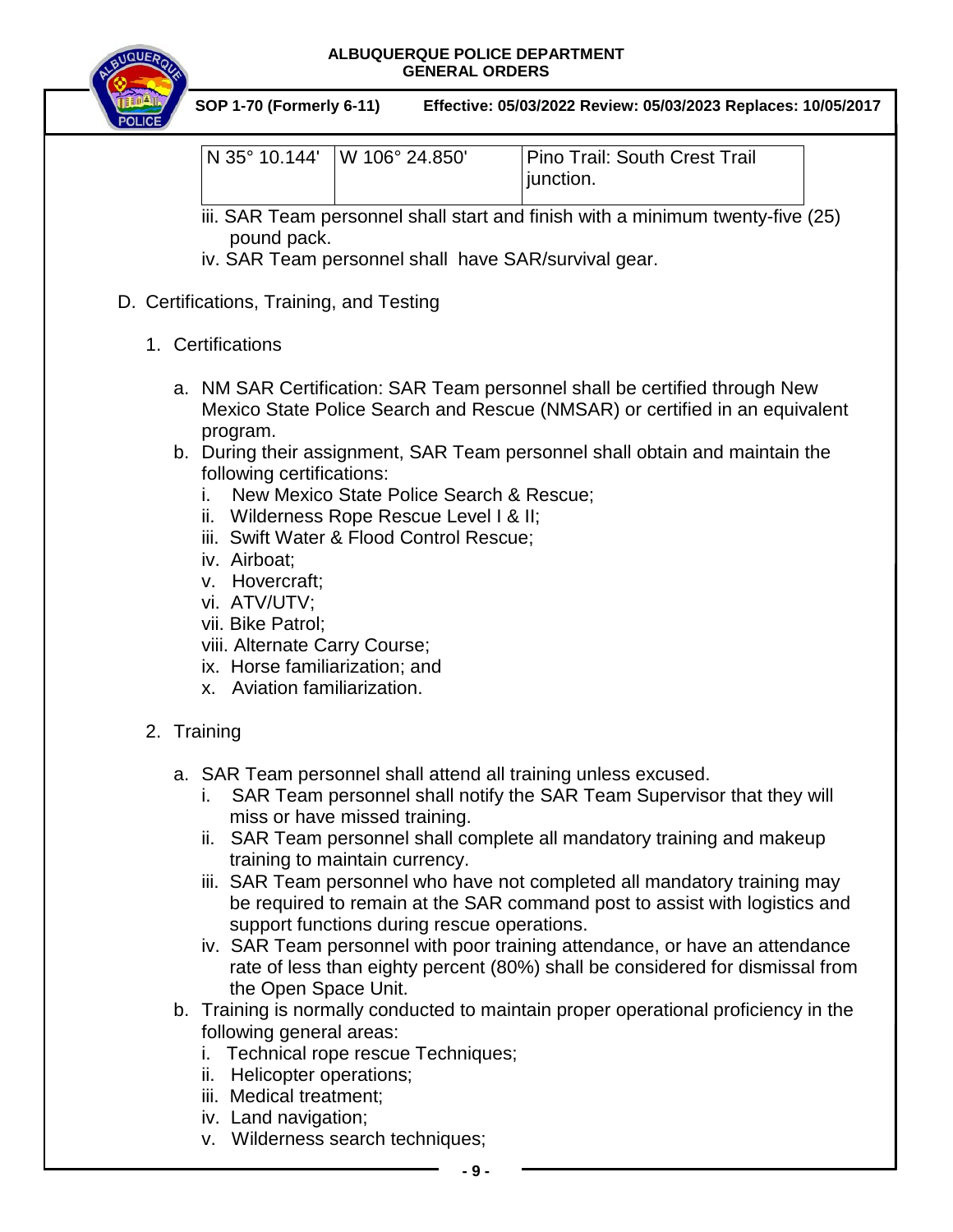| N 35° 10.144' | W 106° 24.850' | Pino Trail: South Crest Trail junction. |
|---|---|---|

iii. SAR Team personnel shall start and finish with a minimum twenty-five (25) pound pack.

iv. SAR Team personnel shall have SAR/survival gear.

D. Certifications, Training, and Testing

1. Certifications

a. NM SAR Certification: SAR Team personnel shall be certified through New Mexico State Police Search and Rescue (NMSAR) or certified in an equivalent program.

b. During their assignment, SAR Team personnel shall obtain and maintain the following certifications:

i. New Mexico State Police Search & Rescue;
ii. Wilderness Rope Rescue Level I & II;
iii. Swift Water & Flood Control Rescue;
iv. Airboat;
v. Hovercraft;
vi. ATV/UTV;
vii. Bike Patrol;
viii. Alternate Carry Course;
ix. Horse familiarization; and
x. Aviation familiarization.

2. Training

a. SAR Team personnel shall attend all training unless excused.

i. SAR Team personnel shall notify the SAR Team Supervisor that they will miss or have missed training.
ii. SAR Team personnel shall complete all mandatory training and makeup training to maintain currency.
iii. SAR Team personnel who have not completed all mandatory training may be required to remain at the SAR command post to assist with logistics and support functions during rescue operations.
iv. SAR Team personnel with poor training attendance, or have an attendance rate of less than eighty percent (80%) shall be considered for dismissal from the Open Space Unit.

b. Training is normally conducted to maintain proper operational proficiency in the following general areas:

i. Technical rope rescue Techniques;
ii. Helicopter operations;
iii. Medical treatment;
iv. Land navigation;
v. Wilderness search techniques;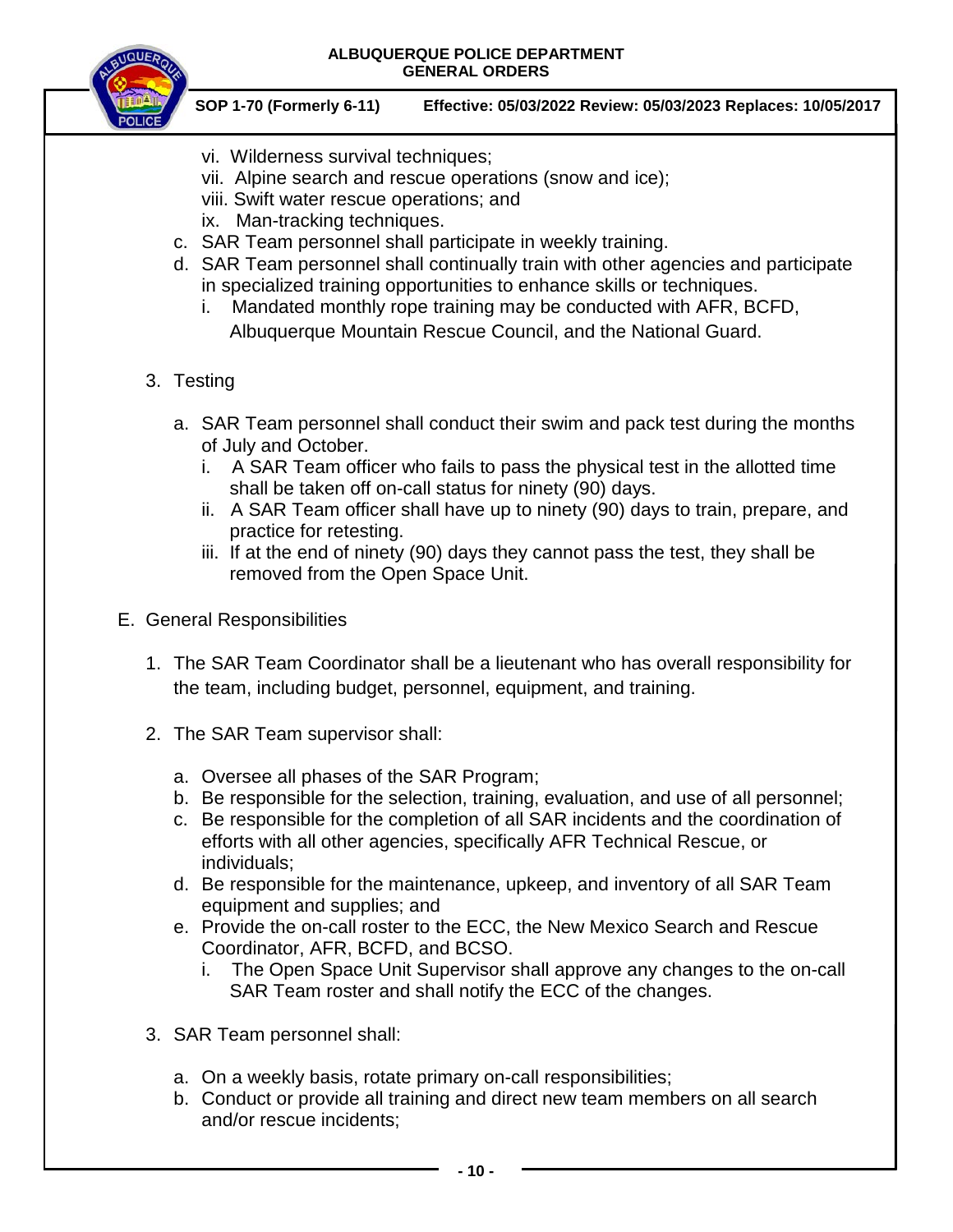vi. Wilderness survival techniques;
vii. Alpine search and rescue operations (snow and ice);
viii. Swift water rescue operations; and
ix. Man-tracking techniques.

c. SAR Team personnel shall participate in weekly training.
d. SAR Team personnel shall continually train with other agencies and participate in specialized training opportunities to enhance skills or techniques.
   i. Mandated monthly rope training may be conducted with AFR, BCFD, Albuquerque Mountain Rescue Council, and the National Guard.

3. Testing

   a. SAR Team personnel shall conduct their swim and pack test during the months of July and October.
      i. A SAR Team officer who fails to pass the physical test in the allotted time shall be taken off on-call status for ninety (90) days.
      ii. A SAR Team officer shall have up to ninety (90) days to train, prepare, and practice for retesting.
      iii. If at the end of ninety (90) days they cannot pass the test, they shall be removed from the Open Space Unit.

E. General Responsibilities

1. The SAR Team Coordinator shall be a lieutenant who has overall responsibility for the team, including budget, personnel, equipment, and training.

2. The SAR Team supervisor shall:

   a. Oversee all phases of the SAR Program;
   b. Be responsible for the selection, training, evaluation, and use of all personnel;
   c. Be responsible for the completion of all SAR incidents and the coordination of efforts with all other agencies, specifically AFR Technical Rescue, or individuals;
   d. Be responsible for the maintenance, upkeep, and inventory of all SAR Team equipment and supplies; and
   e. Provide the on-call roster to the ECC, the New Mexico Search and Rescue Coordinator, AFR, BCFD, and BCSO.
      i. The Open Space Unit Supervisor shall approve any changes to the on-call SAR Team roster and shall notify the ECC of the changes.

3. SAR Team personnel shall:

   a. On a weekly basis, rotate primary on-call responsibilities;
   b. Conduct or provide all training and direct new team members on all search and/or rescue incidents;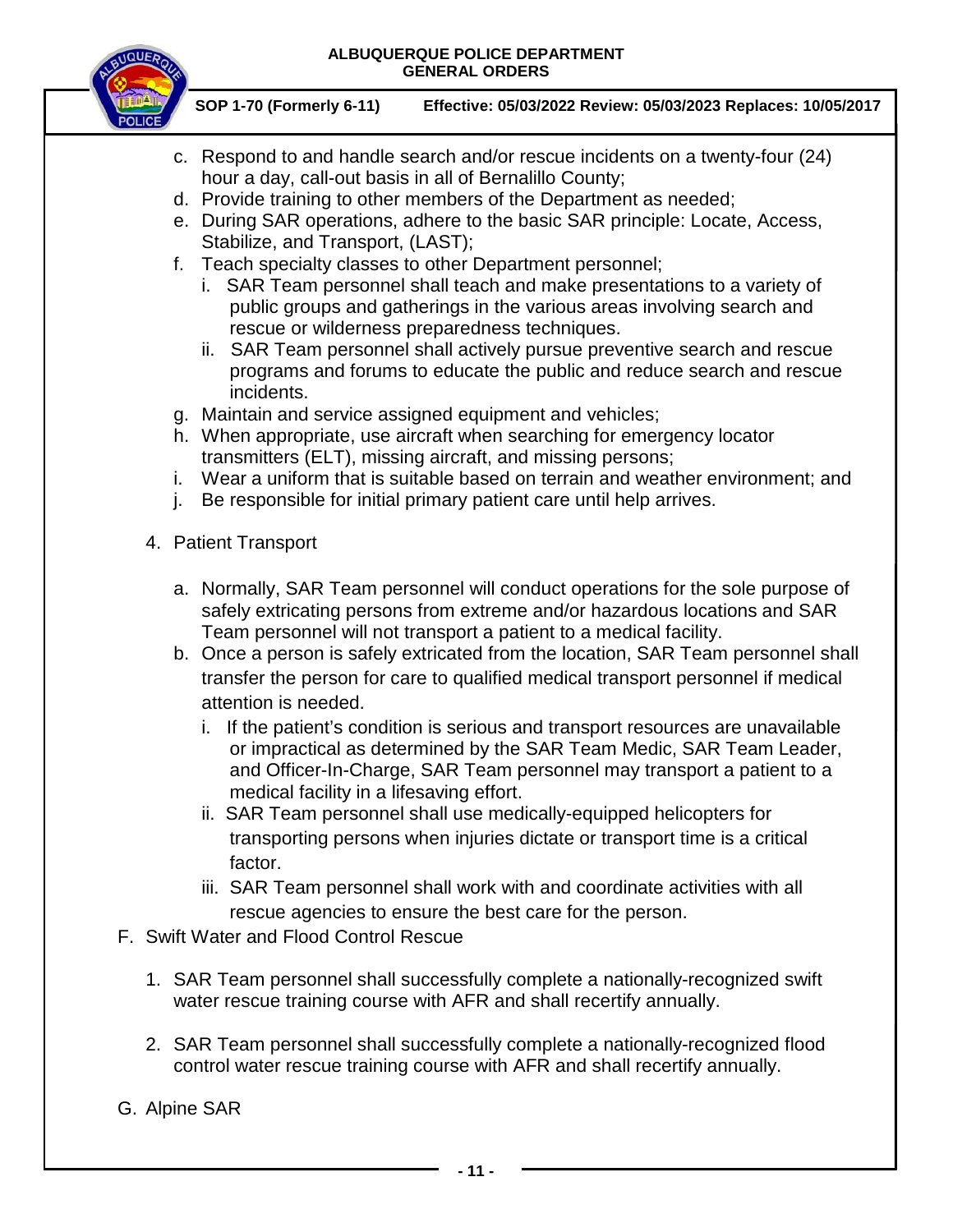c. Respond to and handle search and/or rescue incidents on a twenty-four (24) hour a day, call-out basis in all of Bernalillo County;
d. Provide training to other members of the Department as needed;
e. During SAR operations, adhere to the basic SAR principle: Locate, Access, Stabilize, and Transport, (LAST);
f. Teach specialty classes to other Department personnel;
   i. SAR Team personnel shall teach and make presentations to a variety of public groups and gatherings in the various areas involving search and rescue or wilderness preparedness techniques.
   ii. SAR Team personnel shall actively pursue preventive search and rescue programs and forums to educate the public and reduce search and rescue incidents.
g. Maintain and service assigned equipment and vehicles;
h. When appropriate, use aircraft when searching for emergency locator transmitters (ELT), missing aircraft, and missing persons;
i. Wear a uniform that is suitable based on terrain and weather environment; and
j. Be responsible for initial primary patient care until help arrives.

4. Patient Transport

   a. Normally, SAR Team personnel will conduct operations for the sole purpose of safely extricating persons from extreme and/or hazardous locations and SAR Team personnel will not transport a patient to a medical facility.
   b. Once a person is safely extricated from the location, SAR Team personnel shall transfer the person for care to qualified medical transport personnel if medical attention is needed.
      i. If the patient's condition is serious and transport resources are unavailable or impractical as determined by the SAR Team Medic, SAR Team Leader, and Officer-In-Charge, SAR Team personnel may transport a patient to a medical facility in a lifesaving effort.
      ii. SAR Team personnel shall use medically-equipped helicopters for transporting persons when injuries dictate or transport time is a critical factor.
      iii. SAR Team personnel shall work with and coordinate activities with all rescue agencies to ensure the best care for the person.

F. Swift Water and Flood Control Rescue

   1. SAR Team personnel shall successfully complete a nationally-recognized swift water rescue training course with AFR and shall recertify annually.

   2. SAR Team personnel shall successfully complete a nationally-recognized flood control water rescue training course with AFR and shall recertify annually.

G. Alpine SAR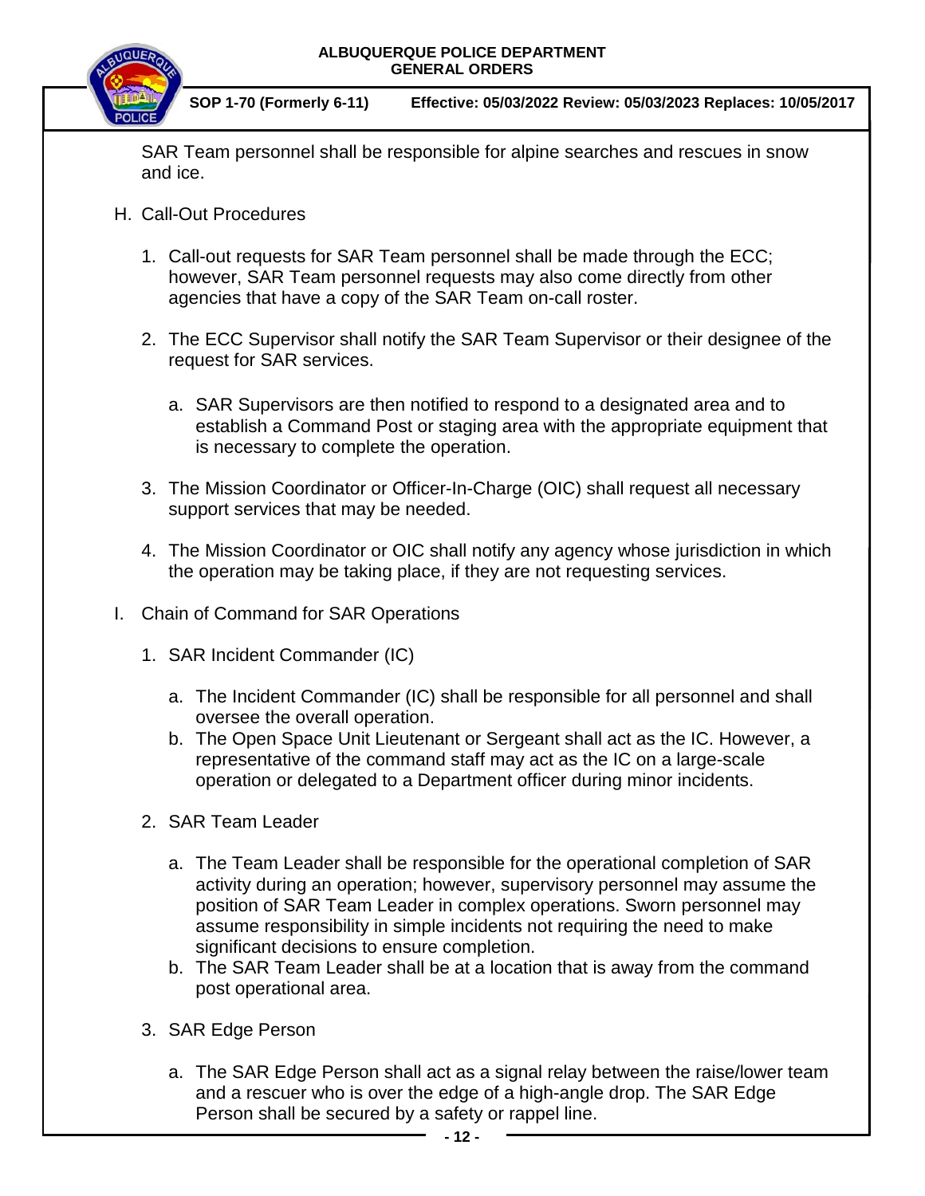SAR Team personnel shall be responsible for alpine searches and rescues in snow and ice.

H. Call-Out Procedures

1. Call-out requests for SAR Team personnel shall be made through the ECC; however, SAR Team personnel requests may also come directly from other agencies that have a copy of the SAR Team on-call roster.

2. The ECC Supervisor shall notify the SAR Team Supervisor or their designee of the request for SAR services.

    a. SAR Supervisors are then notified to respond to a designated area and to establish a Command Post or staging area with the appropriate equipment that is necessary to complete the operation.

3. The Mission Coordinator or Officer-In-Charge (OIC) shall request all necessary support services that may be needed.

4. The Mission Coordinator or OIC shall notify any agency whose jurisdiction in which the operation may be taking place, if they are not requesting services.

I. Chain of Command for SAR Operations

1. SAR Incident Commander (IC)

    a. The Incident Commander (IC) shall be responsible for all personnel and shall oversee the overall operation.
    b. The Open Space Unit Lieutenant or Sergeant shall act as the IC. However, a representative of the command staff may act as the IC on a large-scale operation or delegated to a Department officer during minor incidents.

2. SAR Team Leader

    a. The Team Leader shall be responsible for the operational completion of SAR activity during an operation; however, supervisory personnel may assume the position of SAR Team Leader in complex operations. Sworn personnel may assume responsibility in simple incidents not requiring the need to make significant decisions to ensure completion.
    b. The SAR Team Leader shall be at a location that is away from the command post operational area.

3. SAR Edge Person

    a. The SAR Edge Person shall act as a signal relay between the raise/lower team and a rescuer who is over the edge of a high-angle drop. The SAR Edge Person shall be secured by a safety or rappel line.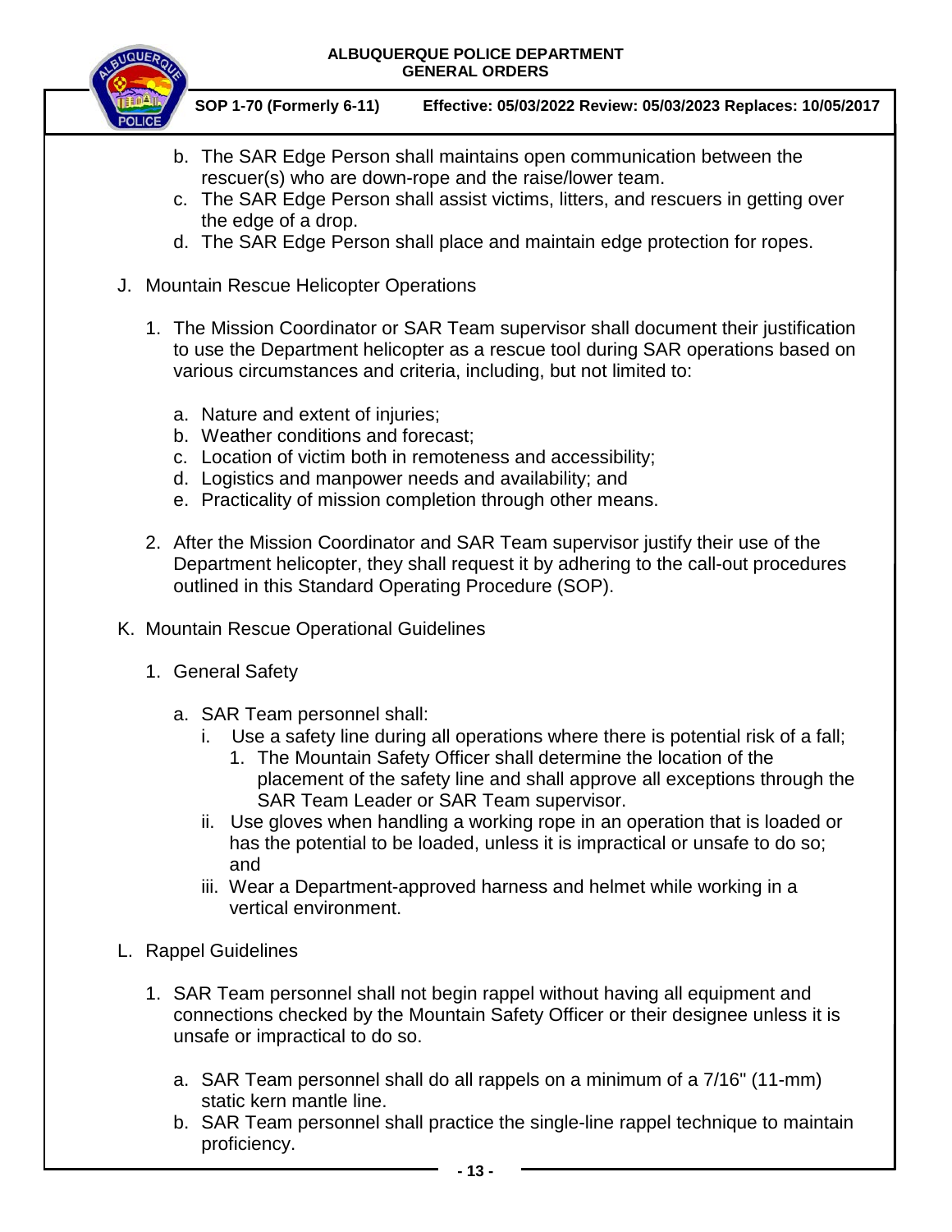b. The SAR Edge Person shall maintains open communication between the rescuer(s) who are down-rope and the raise/lower team.
c. The SAR Edge Person shall assist victims, litters, and rescuers in getting over the edge of a drop.
d. The SAR Edge Person shall place and maintain edge protection for ropes.

J. Mountain Rescue Helicopter Operations

1. The Mission Coordinator or SAR Team supervisor shall document their justification to use the Department helicopter as a rescue tool during SAR operations based on various circumstances and criteria, including, but not limited to:

   a. Nature and extent of injuries;
   b. Weather conditions and forecast;
   c. Location of victim both in remoteness and accessibility;
   d. Logistics and manpower needs and availability; and
   e. Practicality of mission completion through other means.

2. After the Mission Coordinator and SAR Team supervisor justify their use of the Department helicopter, they shall request it by adhering to the call-out procedures outlined in this Standard Operating Procedure (SOP).

K. Mountain Rescue Operational Guidelines

1. General Safety

   a. SAR Team personnel shall:
      i. Use a safety line during all operations where there is potential risk of a fall;
         1. The Mountain Safety Officer shall determine the location of the placement of the safety line and shall approve all exceptions through the SAR Team Leader or SAR Team supervisor.
      ii. Use gloves when handling a working rope in an operation that is loaded or has the potential to be loaded, unless it is impractical or unsafe to do so; and
      iii. Wear a Department-approved harness and helmet while working in a vertical environment.

L. Rappel Guidelines

1. SAR Team personnel shall not begin rappel without having all equipment and connections checked by the Mountain Safety Officer or their designee unless it is unsafe or impractical to do so.

   a. SAR Team personnel shall do all rappels on a minimum of a 7/16" (11-mm) static kern mantle line.
   b. SAR Team personnel shall practice the single-line rappel technique to maintain proficiency.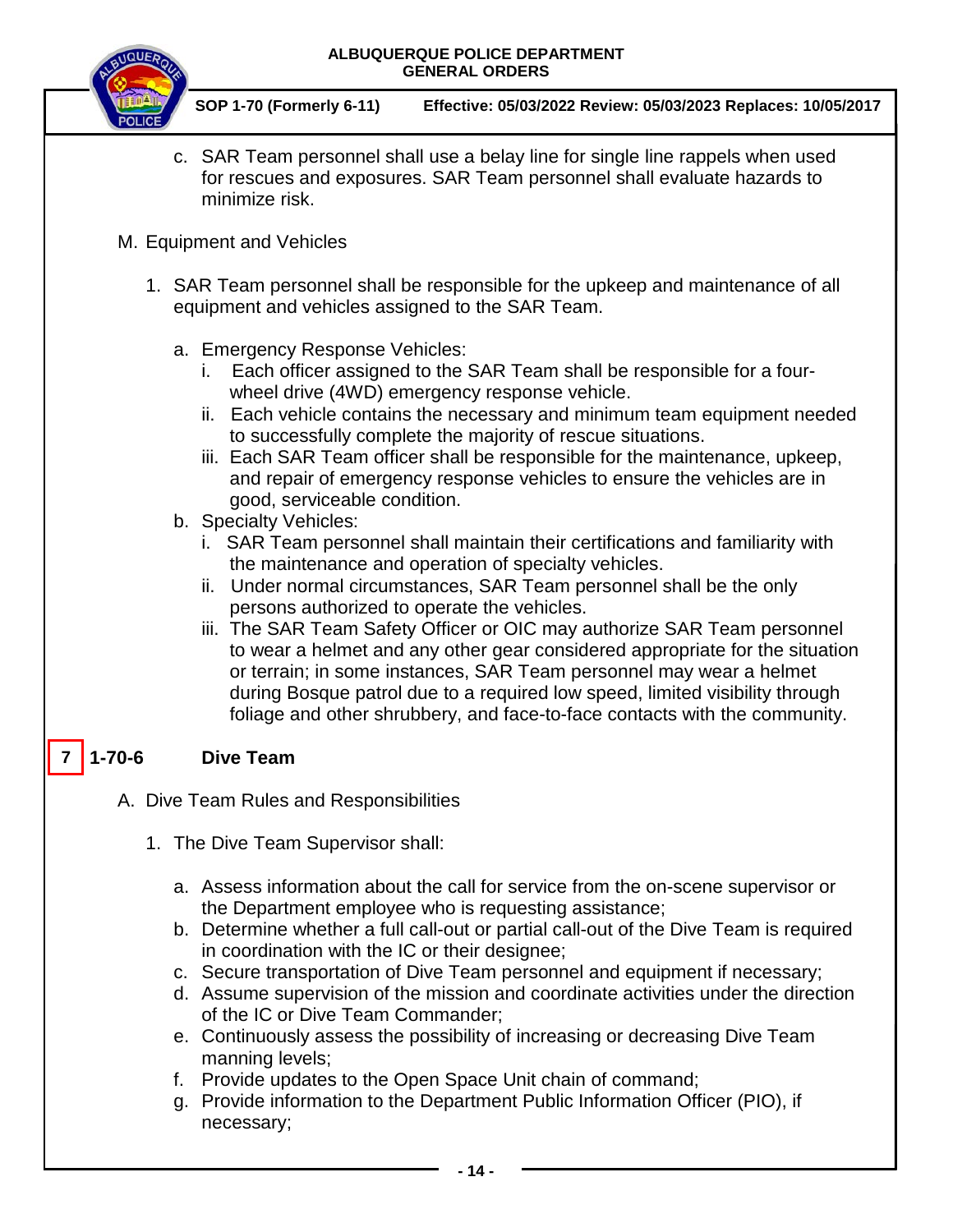c. SAR Team personnel shall use a belay line for single line rappels when used for rescues and exposures. SAR Team personnel shall evaluate hazards to minimize risk.

M. Equipment and Vehicles

1. SAR Team personnel shall be responsible for the upkeep and maintenance of all equipment and vehicles assigned to the SAR Team.

   a. Emergency Response Vehicles:
      i. Each officer assigned to the SAR Team shall be responsible for a four-wheel drive (4WD) emergency response vehicle.
      ii. Each vehicle contains the necessary and minimum team equipment needed to successfully complete the majority of rescue situations.
      iii. Each SAR Team officer shall be responsible for the maintenance, upkeep, and repair of emergency response vehicles to ensure the vehicles are in good, serviceable condition.

   b. Specialty Vehicles:
      i. SAR Team personnel shall maintain their certifications and familiarity with the maintenance and operation of specialty vehicles.
      ii. Under normal circumstances, SAR Team personnel shall be the only persons authorized to operate the vehicles.
      iii. The SAR Team Safety Officer or OIC may authorize SAR Team personnel to wear a helmet and any other gear considered appropriate for the situation or terrain; in some instances, SAR Team personnel may wear a helmet during Bosque patrol due to a required low speed, limited visibility through foliage and other shrubbery, and face-to-face contacts with the community.

## 7 1-70-6 Dive Team

A. Dive Team Rules and Responsibilities

1. The Dive Team Supervisor shall:

   a. Assess information about the call for service from the on-scene supervisor or the Department employee who is requesting assistance;
   b. Determine whether a full call-out or partial call-out of the Dive Team is required in coordination with the IC or their designee;
   c. Secure transportation of Dive Team personnel and equipment if necessary;
   d. Assume supervision of the mission and coordinate activities under the direction of the IC or Dive Team Commander;
   e. Continuously assess the possibility of increasing or decreasing Dive Team manning levels;
   f. Provide updates to the Open Space Unit chain of command;
   g. Provide information to the Department Public Information Officer (PIO), if necessary;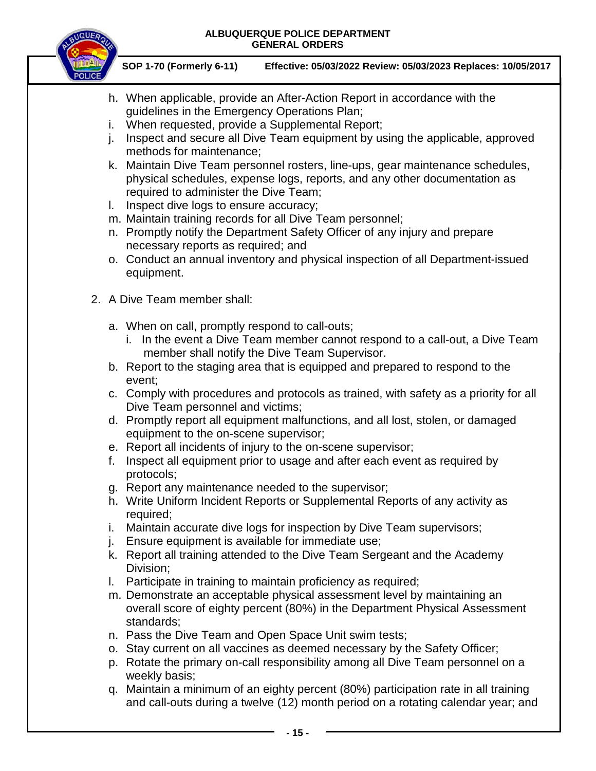h. When applicable, provide an After-Action Report in accordance with the guidelines in the Emergency Operations Plan;
i. When requested, provide a Supplemental Report;
j. Inspect and secure all Dive Team equipment by using the applicable, approved methods for maintenance;
k. Maintain Dive Team personnel rosters, line-ups, gear maintenance schedules, physical schedules, expense logs, reports, and any other documentation as required to administer the Dive Team;
l. Inspect dive logs to ensure accuracy;
m. Maintain training records for all Dive Team personnel;
n. Promptly notify the Department Safety Officer of any injury and prepare necessary reports as required; and
o. Conduct an annual inventory and physical inspection of all Department-issued equipment.

2. A Dive Team member shall:

   a. When on call, promptly respond to call-outs;
      i. In the event a Dive Team member cannot respond to a call-out, a Dive Team member shall notify the Dive Team Supervisor.
   b. Report to the staging area that is equipped and prepared to respond to the event;
   c. Comply with procedures and protocols as trained, with safety as a priority for all Dive Team personnel and victims;
   d. Promptly report all equipment malfunctions, and all lost, stolen, or damaged equipment to the on-scene supervisor;
   e. Report all incidents of injury to the on-scene supervisor;
   f. Inspect all equipment prior to usage and after each event as required by protocols;
   g. Report any maintenance needed to the supervisor;
   h. Write Uniform Incident Reports or Supplemental Reports of any activity as required;
   i. Maintain accurate dive logs for inspection by Dive Team supervisors;
   j. Ensure equipment is available for immediate use;
   k. Report all training attended to the Dive Team Sergeant and the Academy Division;
   l. Participate in training to maintain proficiency as required;
   m. Demonstrate an acceptable physical assessment level by maintaining an overall score of eighty percent (80%) in the Department Physical Assessment standards;
   n. Pass the Dive Team and Open Space Unit swim tests;
   o. Stay current on all vaccines as deemed necessary by the Safety Officer;
   p. Rotate the primary on-call responsibility among all Dive Team personnel on a weekly basis;
   q. Maintain a minimum of an eighty percent (80%) participation rate in all training and call-outs during a twelve (12) month period on a rotating calendar year; and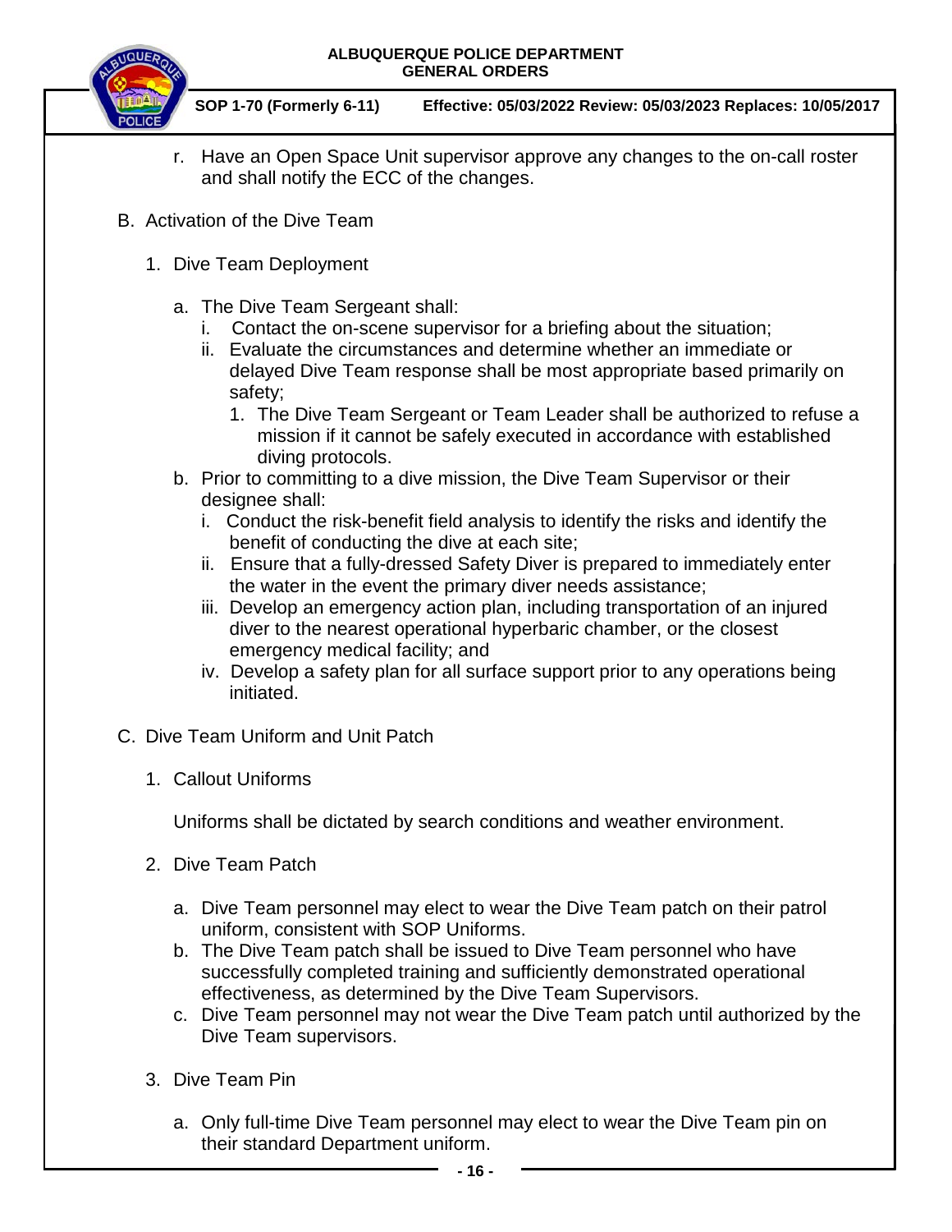r. Have an Open Space Unit supervisor approve any changes to the on-call roster and shall notify the ECC of the changes.

B. Activation of the Dive Team

1. Dive Team Deployment

   a. The Dive Team Sergeant shall:
      i. Contact the on-scene supervisor for a briefing about the situation;
      ii. Evaluate the circumstances and determine whether an immediate or delayed Dive Team response shall be most appropriate based primarily on safety;
         1. The Dive Team Sergeant or Team Leader shall be authorized to refuse a mission if it cannot be safely executed in accordance with established diving protocols.

   b. Prior to committing to a dive mission, the Dive Team Supervisor or their designee shall:
      i. Conduct the risk-benefit field analysis to identify the risks and identify the benefit of conducting the dive at each site;
      ii. Ensure that a fully-dressed Safety Diver is prepared to immediately enter the water in the event the primary diver needs assistance;
      iii. Develop an emergency action plan, including transportation of an injured diver to the nearest operational hyperbaric chamber, or the closest emergency medical facility; and
      iv. Develop a safety plan for all surface support prior to any operations being initiated.

C. Dive Team Uniform and Unit Patch

1. Callout Uniforms

   Uniforms shall be dictated by search conditions and weather environment.

2. Dive Team Patch

   a. Dive Team personnel may elect to wear the Dive Team patch on their patrol uniform, consistent with SOP Uniforms.
   b. The Dive Team patch shall be issued to Dive Team personnel who have successfully completed training and sufficiently demonstrated operational effectiveness, as determined by the Dive Team Supervisors.
   c. Dive Team personnel may not wear the Dive Team patch until authorized by the Dive Team supervisors.

3. Dive Team Pin

   a. Only full-time Dive Team personnel may elect to wear the Dive Team pin on their standard Department uniform.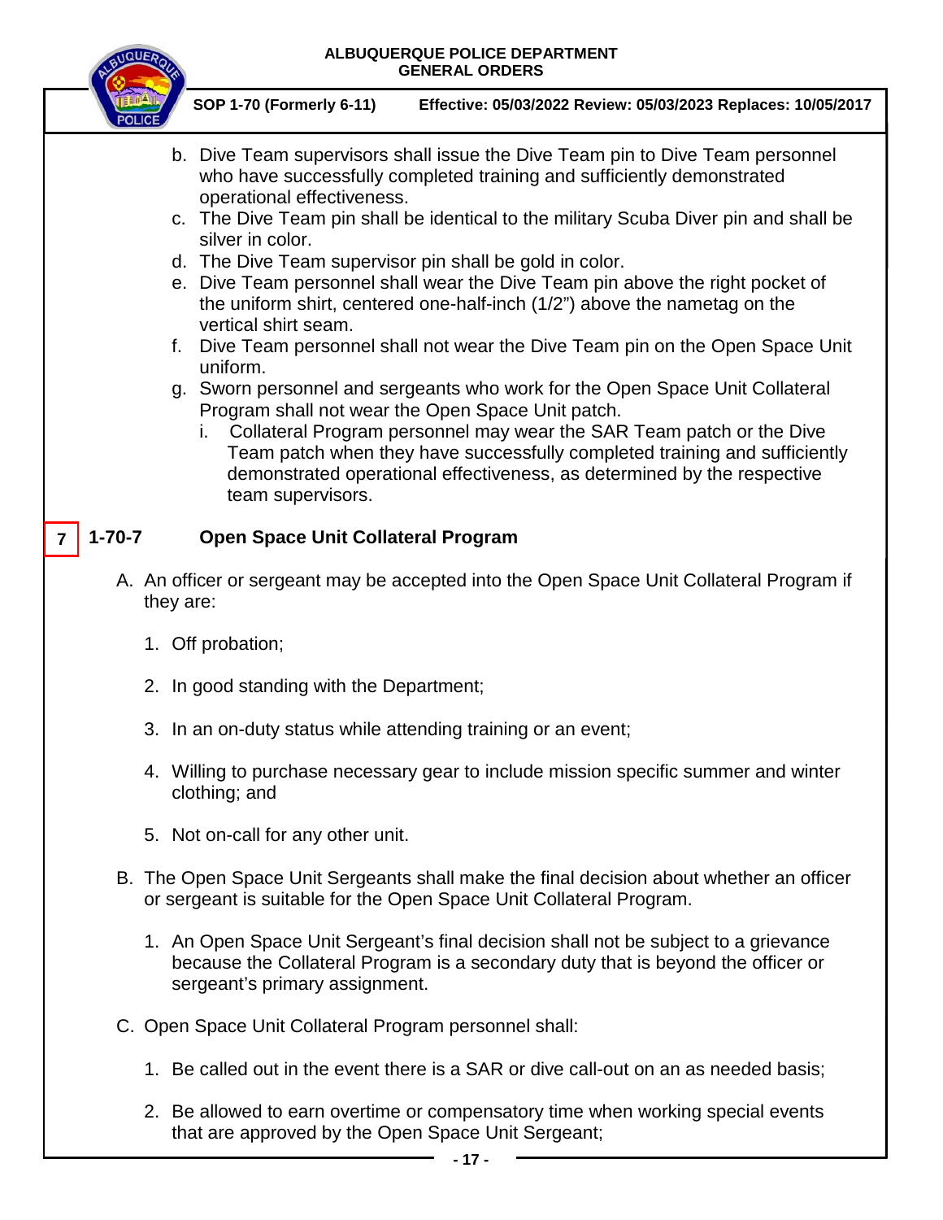b. Dive Team supervisors shall issue the Dive Team pin to Dive Team personnel who have successfully completed training and sufficiently demonstrated operational effectiveness.

c. The Dive Team pin shall be identical to the military Scuba Diver pin and shall be silver in color.

d. The Dive Team supervisor pin shall be gold in color.

e. Dive Team personnel shall wear the Dive Team pin above the right pocket of the uniform shirt, centered one-half-inch (1/2”) above the nametag on the vertical shirt seam.

f. Dive Team personnel shall not wear the Dive Team pin on the Open Space Unit uniform.

g. Sworn personnel and sergeants who work for the Open Space Unit Collateral Program shall not wear the Open Space Unit patch.

   i. Collateral Program personnel may wear the SAR Team patch or the Dive Team patch when they have successfully completed training and sufficiently demonstrated operational effectiveness, as determined by the respective team supervisors.

## 7 1-70-7 Open Space Unit Collateral Program

A. An officer or sergeant may be accepted into the Open Space Unit Collateral Program if they are:

   1. Off probation;

   2. In good standing with the Department;

   3. In an on-duty status while attending training or an event;

   4. Willing to purchase necessary gear to include mission specific summer and winter clothing; and

   5. Not on-call for any other unit.

B. The Open Space Unit Sergeants shall make the final decision about whether an officer or sergeant is suitable for the Open Space Unit Collateral Program.

   1. An Open Space Unit Sergeant’s final decision shall not be subject to a grievance because the Collateral Program is a secondary duty that is beyond the officer or sergeant’s primary assignment.

C. Open Space Unit Collateral Program personnel shall:

   1. Be called out in the event there is a SAR or dive call-out on an as needed basis;

   2. Be allowed to earn overtime or compensatory time when working special events that are approved by the Open Space Unit Sergeant;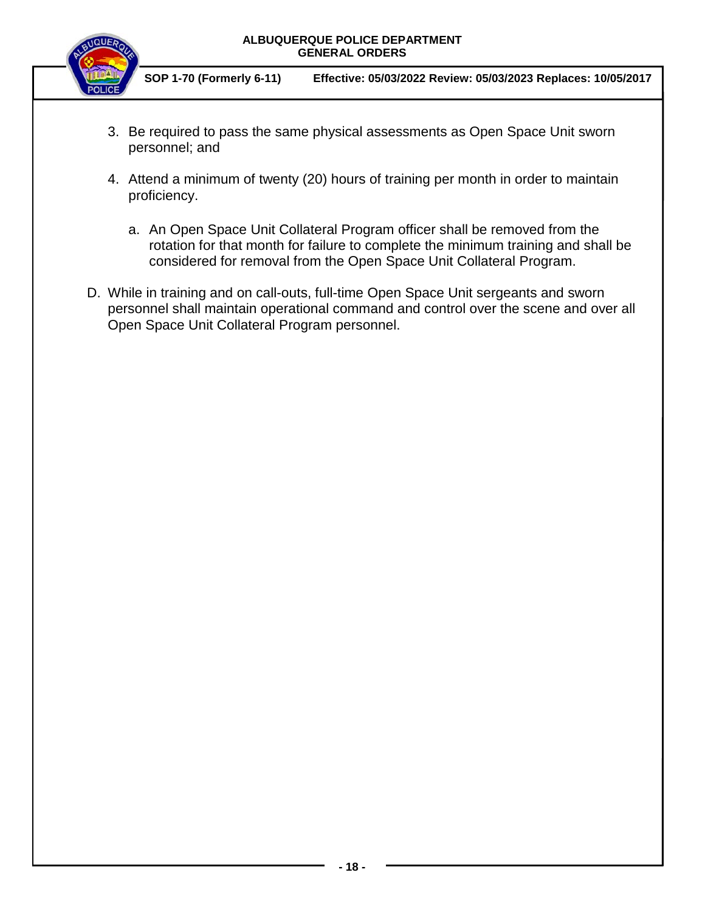3. Be required to pass the same physical assessments as Open Space Unit sworn personnel; and

4. Attend a minimum of twenty (20) hours of training per month in order to maintain proficiency.

   a. An Open Space Unit Collateral Program officer shall be removed from the rotation for that month for failure to complete the minimum training and shall be considered for removal from the Open Space Unit Collateral Program.

D. While in training and on call-outs, full-time Open Space Unit sergeants and sworn personnel shall maintain operational command and control over the scene and over all Open Space Unit Collateral Program personnel.